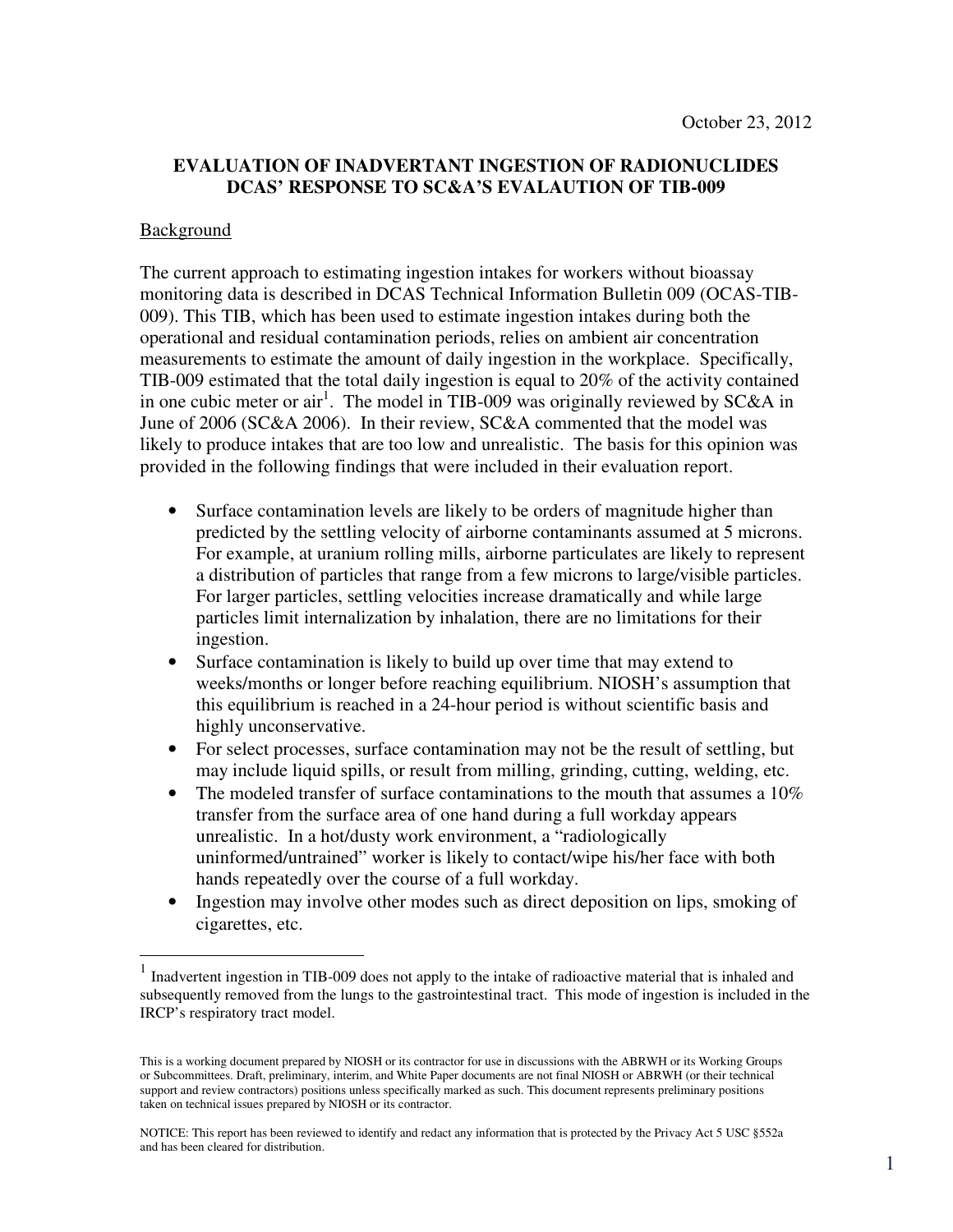October 23, 2012

# EVALUATION OF INADVERTANT INGESTION OF RADIONUCLIDES DCAS' RESPONSE TO SC&A'S EVALAUTION OF TIB-009

## Background

The current approach to estimating ingestion intakes for workers without bioassay monitoring data is described in DCAS Technical Information Bulletin 009 (OCAS-TIB-009). This TIB, which has been used to estimate ingestion intakes during both the operational and residual contamination periods, relies on ambient air concentration measurements to estimate the amount of daily ingestion in the workplace. Specifically, TIB-009 estimated that the total daily ingestion is equal to 20% of the activity contained in one cubic meter or air[1]. The model in TIB-009 was originally reviewed by SC&A in June of 2006 (SC&A 2006). In their review, SC&A commented that the model was likely to produce intakes that are too low and unrealistic. The basis for this opinion was provided in the following findings that were included in their evaluation report.

- Surface contamination levels are likely to be orders of magnitude higher than predicted by the settling velocity of airborne contaminants assumed at 5 microns. For example, at uranium rolling mills, airborne particulates are likely to represent a distribution of particles that range from a few microns to large/visible particles. For larger particles, settling velocities increase dramatically and while large particles limit internalization by inhalation, there are no limitations for their ingestion.
- Surface contamination is likely to build up over time that may extend to weeks/months or longer before reaching equilibrium. NIOSH's assumption that this equilibrium is reached in a 24-hour period is without scientific basis and highly unconservative.
- For select processes, surface contamination may not be the result of settling, but may include liquid spills, or result from milling, grinding, cutting, welding, etc.
- The modeled transfer of surface contaminations to the mouth that assumes a 10% transfer from the surface area of one hand during a full workday appears unrealistic. In a hot/dusty work environment, a "radiologically uninformed/untrained" worker is likely to contact/wipe his/her face with both hands repeatedly over the course of a full workday.
- Ingestion may involve other modes such as direct deposition on lips, smoking of cigarettes, etc.

[1] Inadvertent ingestion in TIB-009 does not apply to the intake of radioactive material that is inhaled and subsequently removed from the lungs to the gastrointestinal tract. This mode of ingestion is included in the IRCP's respiratory tract model.

This is a working document prepared by NIOSH or its contractor for use in discussions with the ABRWH or its Working Groups or Subcommittees. Draft, preliminary, interim, and White Paper documents are not final NIOSH or ABRWH (or their technical support and review contractors) positions unless specifically marked as such. This document represents preliminary positions taken on technical issues prepared by NIOSH or its contractor.

NOTICE: This report has been reviewed to identify and redact any information that is protected by the Privacy Act 5 USC §552a and has been cleared for distribution.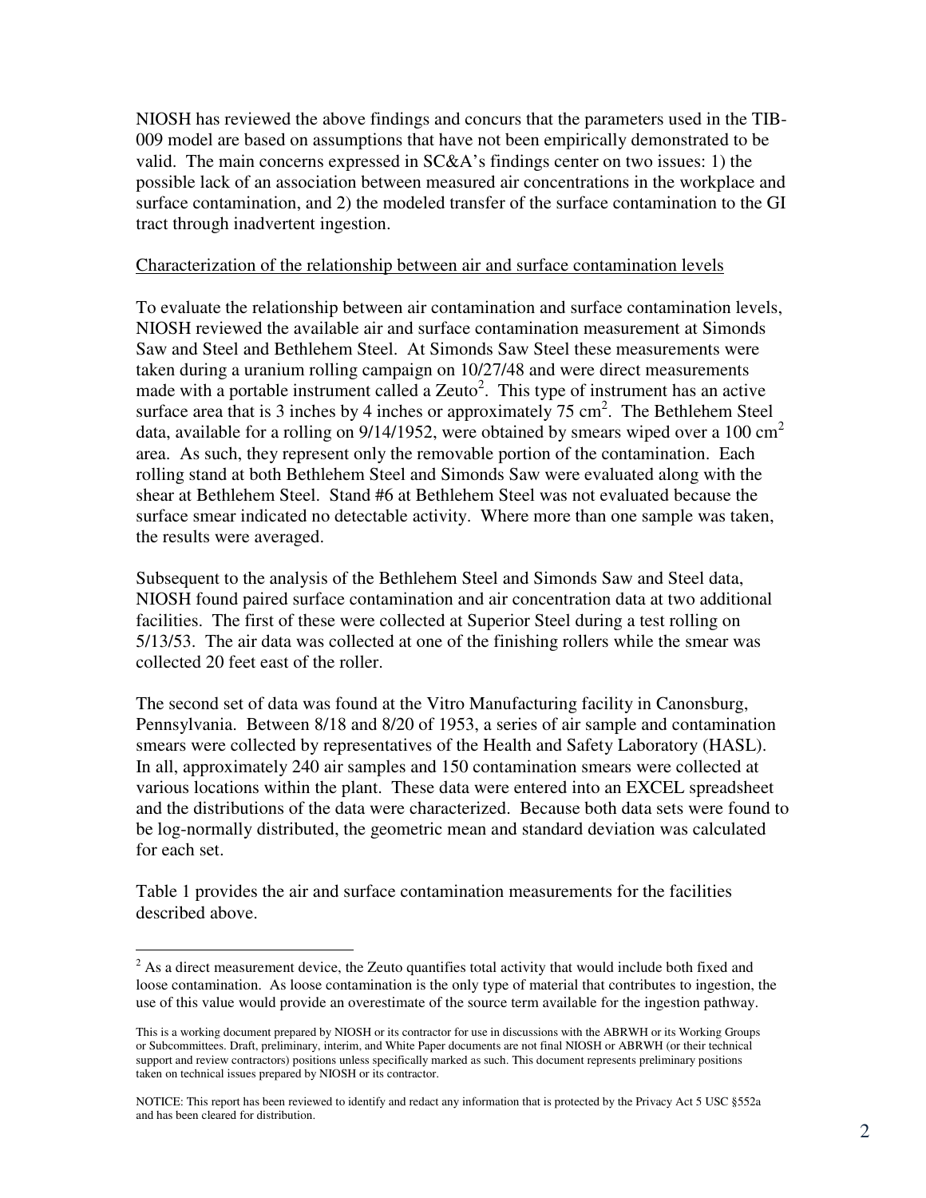NIOSH has reviewed the above findings and concurs that the parameters used in the TIB-009 model are based on assumptions that have not been empirically demonstrated to be valid. The main concerns expressed in SC&A's findings center on two issues: 1) the possible lack of an association between measured air concentrations in the workplace and surface contamination, and 2) the modeled transfer of the surface contamination to the GI tract through inadvertent ingestion.

<u>Characterization of the relationship between air and surface contamination levels</u>

To evaluate the relationship between air contamination and surface contamination levels, NIOSH reviewed the available air and surface contamination measurement at Simonds Saw and Steel and Bethlehem Steel. At Simonds Saw Steel these measurements were taken during a uranium rolling campaign on 10/27/48 and were direct measurements made with a portable instrument called a Zeuto[2]. This type of instrument has an active surface area that is 3 inches by 4 inches or approximately 75 $cm^2$. The Bethlehem Steel data, available for a rolling on 9/14/1952, were obtained by smears wiped over a 100 $cm^2$ area. As such, they represent only the removable portion of the contamination. Each rolling stand at both Bethlehem Steel and Simonds Saw were evaluated along with the shear at Bethlehem Steel. Stand #6 at Bethlehem Steel was not evaluated because the surface smear indicated no detectable activity. Where more than one sample was taken, the results were averaged.

Subsequent to the analysis of the Bethlehem Steel and Simonds Saw and Steel data, NIOSH found paired surface contamination and air concentration data at two additional facilities. The first of these were collected at Superior Steel during a test rolling on 5/13/53. The air data was collected at one of the finishing rollers while the smear was collected 20 feet east of the roller.

The second set of data was found at the Vitro Manufacturing facility in Canonsburg, Pennsylvania. Between 8/18 and 8/20 of 1953, a series of air sample and contamination smears were collected by representatives of the Health and Safety Laboratory (HASL). In all, approximately 240 air samples and 150 contamination smears were collected at various locations within the plant. These data were entered into an EXCEL spreadsheet and the distributions of the data were characterized. Because both data sets were found to be log-normally distributed, the geometric mean and standard deviation was calculated for each set.

Table 1 provides the air and surface contamination measurements for the facilities described above.

---

[2] As a direct measurement device, the Zeuto quantifies total activity that would include both fixed and loose contamination. As loose contamination is the only type of material that contributes to ingestion, the use of this value would provide an overestimate of the source term available for the ingestion pathway.

This is a working document prepared by NIOSH or its contractor for use in discussions with the ABRWH or its Working Groups or Subcommittees. Draft, preliminary, interim, and White Paper documents are not final NIOSH or ABRWH (or their technical support and review contractors) positions unless specifically marked as such. This document represents preliminary positions taken on technical issues prepared by NIOSH or its contractor.

NOTICE: This report has been reviewed to identify and redact any information that is protected by the Privacy Act 5 USC §552a and has been cleared for distribution.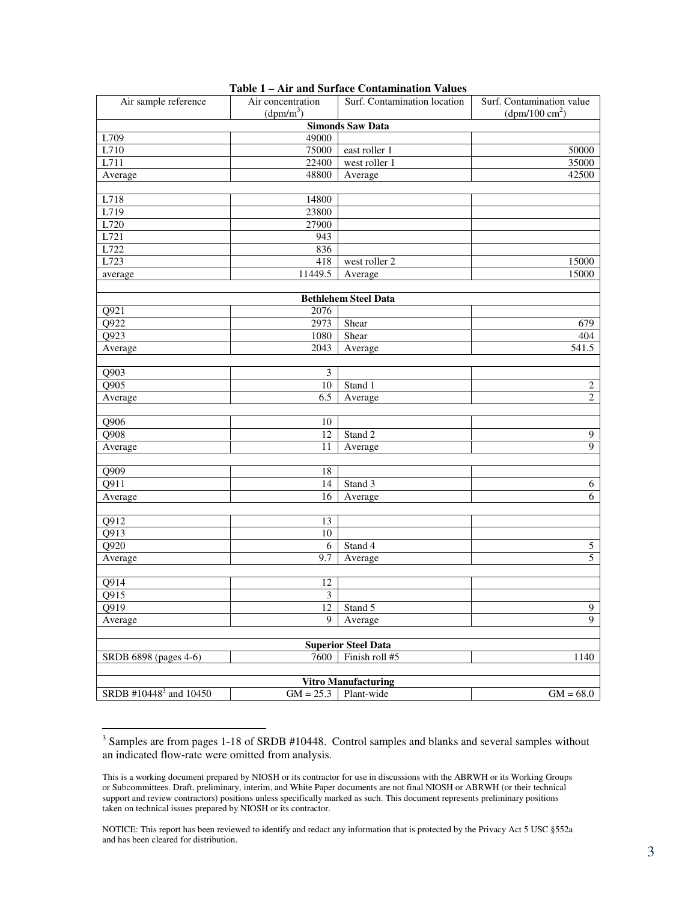**Table 1 – Air and Surface Contamination Values**

| Air sample reference | Air concentration (dpm/m$^3$) | Surf. Contamination location | Surf. Contamination value (dpm/100 cm$^2$) |
|---|---|---|---|
| **Simonds Saw Data** | | | |
| L709 | 49000 | | |
| L710 | 75000 | east roller 1 | 50000 |
| L711 | 22400 | west roller 1 | 35000 |
| Average | 48800 | Average | 42500 |
| | | | |
| L718 | 14800 | | |
| L719 | 23800 | | |
| L720 | 27900 | | |
| L721 | 943 | | |
| L722 | 836 | | |
| L723 | 418 | west roller 2 | 15000 |
| average | 11449.5 | Average | 15000 |
| | | | |
| **Bethlehem Steel Data** | | | |
| Q921 | 2076 | | |
| Q922 | 2973 | Shear | 679 |
| Q923 | 1080 | Shear | 404 |
| Average | 2043 | Average | 541.5 |
| | | | |
| Q903 | 3 | | |
| Q905 | 10 | Stand 1 | 2 |
| Average | 6.5 | Average | 2 |
| | | | |
| Q906 | 10 | | |
| Q908 | 12 | Stand 2 | 9 |
| Average | 11 | Average | 9 |
| | | | |
| Q909 | 18 | | |
| Q911 | 14 | Stand 3 | 6 |
| Average | 16 | Average | 6 |
| | | | |
| Q912 | 13 | | |
| Q913 | 10 | | |
| Q920 | 6 | Stand 4 | 5 |
| Average | 9.7 | Average | 5 |
| | | | |
| Q914 | 12 | | |
| Q915 | 3 | | |
| Q919 | 12 | Stand 5 | 9 |
| Average | 9 | Average | 9 |
| | | | |
| **Superior Steel Data** | | | |
| SRDB 6898 (pages 4-6) | 7600 | Finish roll #5 | 1140 |
| | | | |
| **Vitro Manufacturing** | | | |
| SRDB #10448[3] and 10450 | GM = 25.3 | Plant-wide | GM = 68.0 |

[3] Samples are from pages 1-18 of SRDB #10448. Control samples and blanks and several samples without an indicated flow-rate were omitted from analysis.

This is a working document prepared by NIOSH or its contractor for use in discussions with the ABRWH or its Working Groups or Subcommittees. Draft, preliminary, interim, and White Paper documents are not final NIOSH or ABRWH (or their technical support and review contractors) positions unless specifically marked as such. This document represents preliminary positions taken on technical issues prepared by NIOSH or its contractor.

NOTICE: This report has been reviewed to identify and redact any information that is protected by the Privacy Act 5 USC §552a and has been cleared for distribution.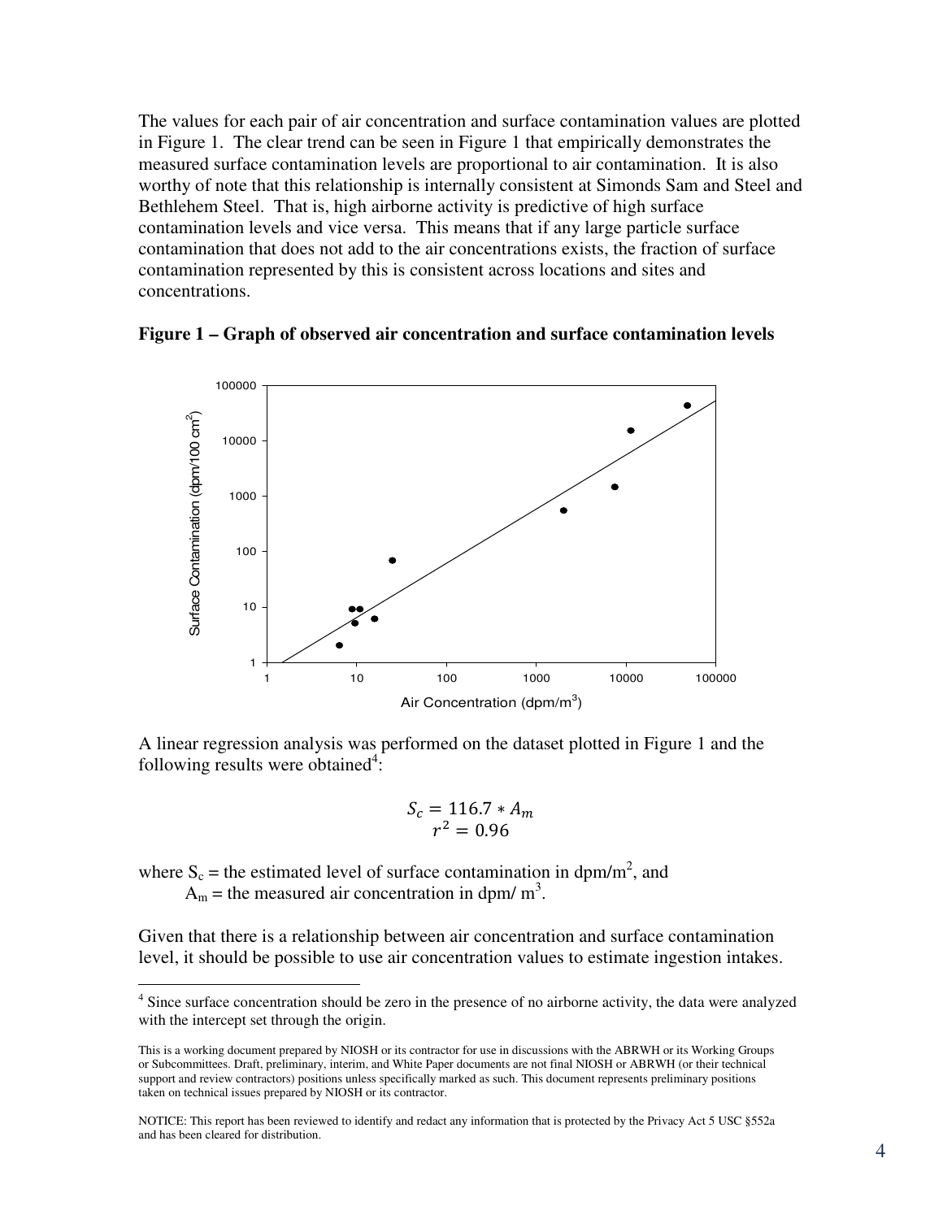The values for each pair of air concentration and surface contamination values are plotted in Figure 1. The clear trend can be seen in Figure 1 that empirically demonstrates the measured surface contamination levels are proportional to air contamination. It is also worthy of note that this relationship is internally consistent at Simonds Sam and Steel and Bethlehem Steel. That is, high airborne activity is predictive of high surface contamination levels and vice versa. This means that if any large particle surface contamination that does not add to the air concentrations exists, the fraction of surface contamination represented by this is consistent across locations and sites and concentrations.

**Figure 1 – Graph of observed air concentration and surface contamination levels**

A linear regression analysis was performed on the dataset plotted in Figure 1 and the following results were obtained[4]:

$$S_c = 116.7 * A_m$$
$$r^2 = 0.96$$

where $S_c$ = the estimated level of surface contamination in dpm/m$^2$, and
$A_m$ = the measured air concentration in dpm/ m$^3$.

Given that there is a relationship between air concentration and surface contamination level, it should be possible to use air concentration values to estimate ingestion intakes.

[4] Since surface concentration should be zero in the presence of no airborne activity, the data were analyzed with the intercept set through the origin.

This is a working document prepared by NIOSH or its contractor for use in discussions with the ABRWH or its Working Groups or Subcommittees. Draft, preliminary, interim, and White Paper documents are not final NIOSH or ABRWH (or their technical support and review contractors) positions unless specifically marked as such. This document represents preliminary positions taken on technical issues prepared by NIOSH or its contractor.

NOTICE: This report has been reviewed to identify and redact any information that is protected by the Privacy Act 5 USC §552a and has been cleared for distribution.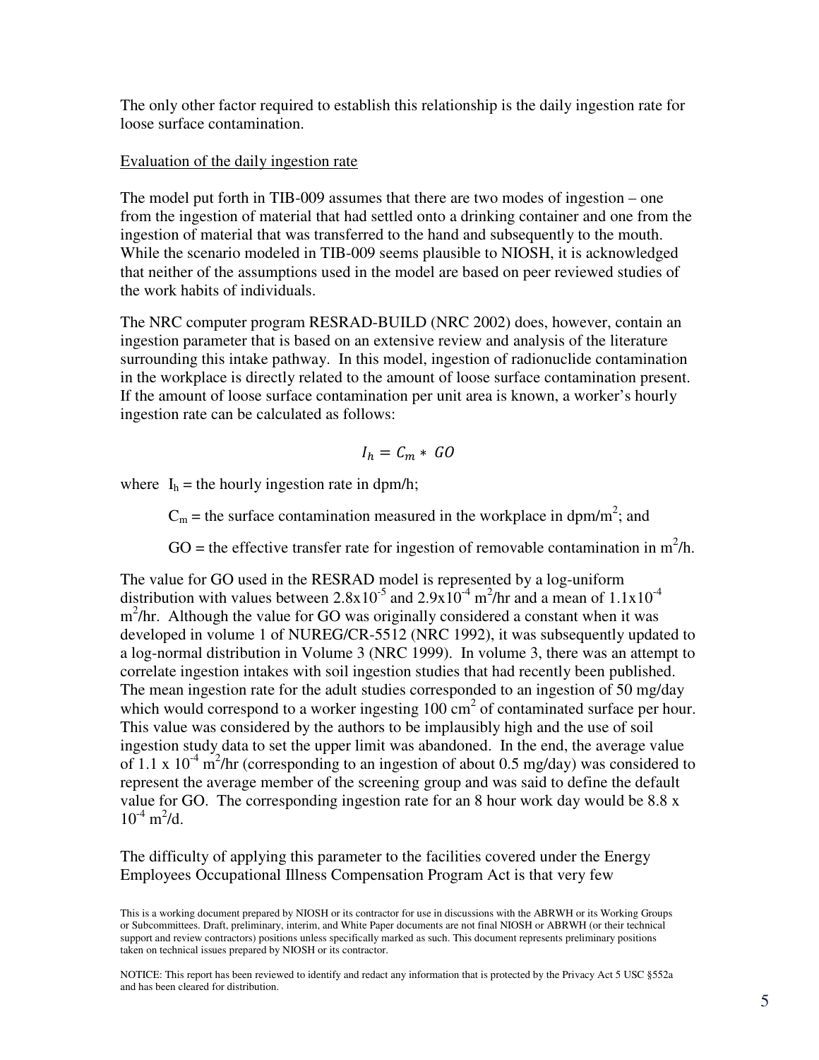The only other factor required to establish this relationship is the daily ingestion rate for loose surface contamination.

Evaluation of the daily ingestion rate

The model put forth in TIB-009 assumes that there are two modes of ingestion – one from the ingestion of material that had settled onto a drinking container and one from the ingestion of material that was transferred to the hand and subsequently to the mouth. While the scenario modeled in TIB-009 seems plausible to NIOSH, it is acknowledged that neither of the assumptions used in the model are based on peer reviewed studies of the work habits of individuals.

The NRC computer program RESRAD-BUILD (NRC 2002) does, however, contain an ingestion parameter that is based on an extensive review and analysis of the literature surrounding this intake pathway. In this model, ingestion of radionuclide contamination in the workplace is directly related to the amount of loose surface contamination present. If the amount of loose surface contamination per unit area is known, a worker's hourly ingestion rate can be calculated as follows:

$$I_h = C_m * GO$$

where $I_h$ = the hourly ingestion rate in dpm/h;

$C_m$ = the surface contamination measured in the workplace in dpm/m$^2$; and

GO = the effective transfer rate for ingestion of removable contamination in m$^2$/h.

The value for GO used in the RESRAD model is represented by a log-uniform distribution with values between $2.8 \times 10^{-5}$ and $2.9 \times 10^{-4}$ m$^2$/hr and a mean of $1.1 \times 10^{-4}$ m$^2$/hr. Although the value for GO was originally considered a constant when it was developed in volume 1 of NUREG/CR-5512 (NRC 1992), it was subsequently updated to a log-normal distribution in Volume 3 (NRC 1999). In volume 3, there was an attempt to correlate ingestion intakes with soil ingestion studies that had recently been published. The mean ingestion rate for the adult studies corresponded to an ingestion of 50 mg/day which would correspond to a worker ingesting 100 cm$^2$ of contaminated surface per hour. This value was considered by the authors to be implausibly high and the use of soil ingestion study data to set the upper limit was abandoned. In the end, the average value of $1.1 \times 10^{-4}$ m$^2$/hr (corresponding to an ingestion of about 0.5 mg/day) was considered to represent the average member of the screening group and was said to define the default value for GO. The corresponding ingestion rate for an 8 hour work day would be $8.8 \times 10^{-4}$ m$^2$/d.

The difficulty of applying this parameter to the facilities covered under the Energy Employees Occupational Illness Compensation Program Act is that very few

This is a working document prepared by NIOSH or its contractor for use in discussions with the ABRWH or its Working Groups or Subcommittees. Draft, preliminary, interim, and White Paper documents are not final NIOSH or ABRWH (or their technical support and review contractors) positions unless specifically marked as such. This document represents preliminary positions taken on technical issues prepared by NIOSH or its contractor.

NOTICE: This report has been reviewed to identify and redact any information that is protected by the Privacy Act 5 USC §552a and has been cleared for distribution.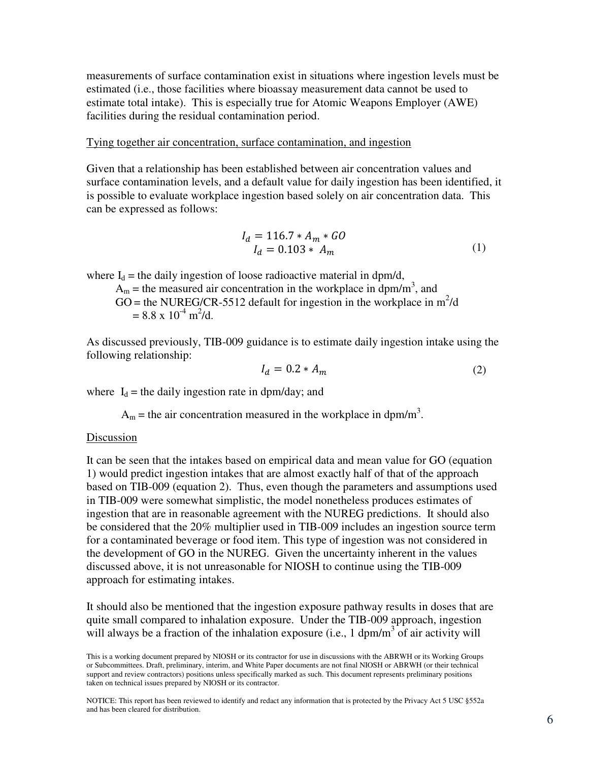measurements of surface contamination exist in situations where ingestion levels must be estimated (i.e., those facilities where bioassay measurement data cannot be used to estimate total intake). This is especially true for Atomic Weapons Employer (AWE) facilities during the residual contamination period.

Tying together air concentration, surface contamination, and ingestion

Given that a relationship has been established between air concentration values and surface contamination levels, and a default value for daily ingestion has been identified, it is possible to evaluate workplace ingestion based solely on air concentration data. This can be expressed as follows:

$$I_d = 116.7 * A_m * GO$$
$$I_d = 0.103 * A_m \quad (1)$$

where $I_d$ = the daily ingestion of loose radioactive material in dpm/d,
$A_m$ = the measured air concentration in the workplace in dpm/m$^3$, and
GO = the NUREG/CR-5512 default for ingestion in the workplace in m$^2$/d
= 8.8 x 10$^{-4}$ m$^2$/d.

As discussed previously, TIB-009 guidance is to estimate daily ingestion intake using the following relationship:

$$I_d = 0.2 * A_m \quad (2)$$

where $I_d$ = the daily ingestion rate in dpm/day; and

$A_m$ = the air concentration measured in the workplace in dpm/m$^3$.

Discussion

It can be seen that the intakes based on empirical data and mean value for GO (equation 1) would predict ingestion intakes that are almost exactly half of that of the approach based on TIB-009 (equation 2). Thus, even though the parameters and assumptions used in TIB-009 were somewhat simplistic, the model nonetheless produces estimates of ingestion that are in reasonable agreement with the NUREG predictions. It should also be considered that the 20% multiplier used in TIB-009 includes an ingestion source term for a contaminated beverage or food item. This type of ingestion was not considered in the development of GO in the NUREG. Given the uncertainty inherent in the values discussed above, it is not unreasonable for NIOSH to continue using the TIB-009 approach for estimating intakes.

It should also be mentioned that the ingestion exposure pathway results in doses that are quite small compared to inhalation exposure. Under the TIB-009 approach, ingestion will always be a fraction of the inhalation exposure (i.e., 1 dpm/m$^3$ of air activity will

This is a working document prepared by NIOSH or its contractor for use in discussions with the ABRWH or its Working Groups or Subcommittees. Draft, preliminary, interim, and White Paper documents are not final NIOSH or ABRWH (or their technical support and review contractors) positions unless specifically marked as such. This document represents preliminary positions taken on technical issues prepared by NIOSH or its contractor.

NOTICE: This report has been reviewed to identify and redact any information that is protected by the Privacy Act 5 USC §552a and has been cleared for distribution.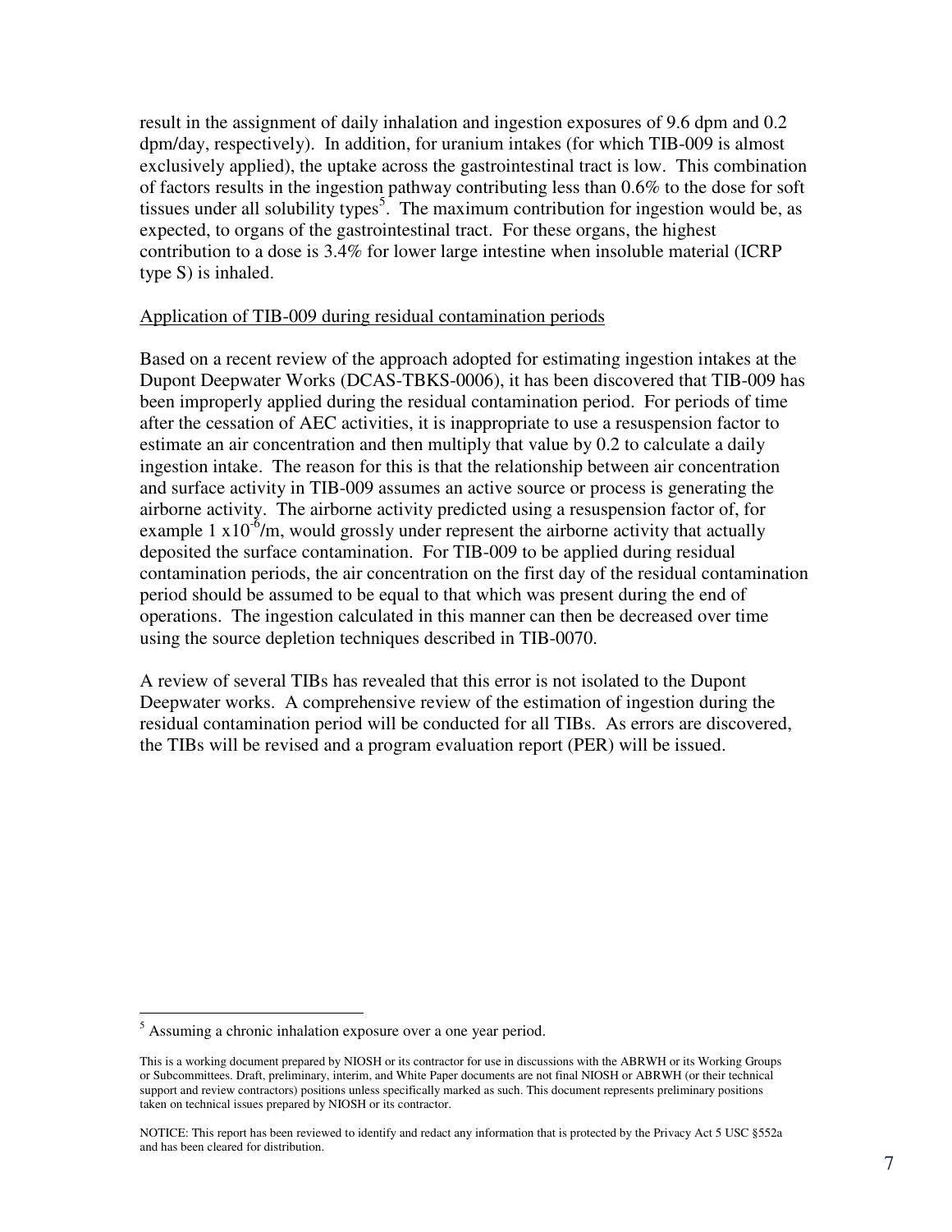result in the assignment of daily inhalation and ingestion exposures of 9.6 dpm and 0.2 dpm/day, respectively). In addition, for uranium intakes (for which TIB-009 is almost exclusively applied), the uptake across the gastrointestinal tract is low. This combination of factors results in the ingestion pathway contributing less than 0.6% to the dose for soft tissues under all solubility types[5]. The maximum contribution for ingestion would be, as expected, to organs of the gastrointestinal tract. For these organs, the highest contribution to a dose is 3.4% for lower large intestine when insoluble material (ICRP type S) is inhaled.

Application of TIB-009 during residual contamination periods

Based on a recent review of the approach adopted for estimating ingestion intakes at the Dupont Deepwater Works (DCAS-TBKS-0006), it has been discovered that TIB-009 has been improperly applied during the residual contamination period. For periods of time after the cessation of AEC activities, it is inappropriate to use a resuspension factor to estimate an air concentration and then multiply that value by 0.2 to calculate a daily ingestion intake. The reason for this is that the relationship between air concentration and surface activity in TIB-009 assumes an active source or process is generating the airborne activity. The airborne activity predicted using a resuspension factor of, for example $1 \times 10^{-6}$/m, would grossly under represent the airborne activity that actually deposited the surface contamination. For TIB-009 to be applied during residual contamination periods, the air concentration on the first day of the residual contamination period should be assumed to be equal to that which was present during the end of operations. The ingestion calculated in this manner can then be decreased over time using the source depletion techniques described in TIB-0070.

A review of several TIBs has revealed that this error is not isolated to the Dupont Deepwater works. A comprehensive review of the estimation of ingestion during the residual contamination period will be conducted for all TIBs. As errors are discovered, the TIBs will be revised and a program evaluation report (PER) will be issued.

---

[5] Assuming a chronic inhalation exposure over a one year period.

This is a working document prepared by NIOSH or its contractor for use in discussions with the ABRWH or its Working Groups or Subcommittees. Draft, preliminary, interim, and White Paper documents are not final NIOSH or ABRWH (or their technical support and review contractors) positions unless specifically marked as such. This document represents preliminary positions taken on technical issues prepared by NIOSH or its contractor.

NOTICE: This report has been reviewed to identify and redact any information that is protected by the Privacy Act 5 USC §552a and has been cleared for distribution.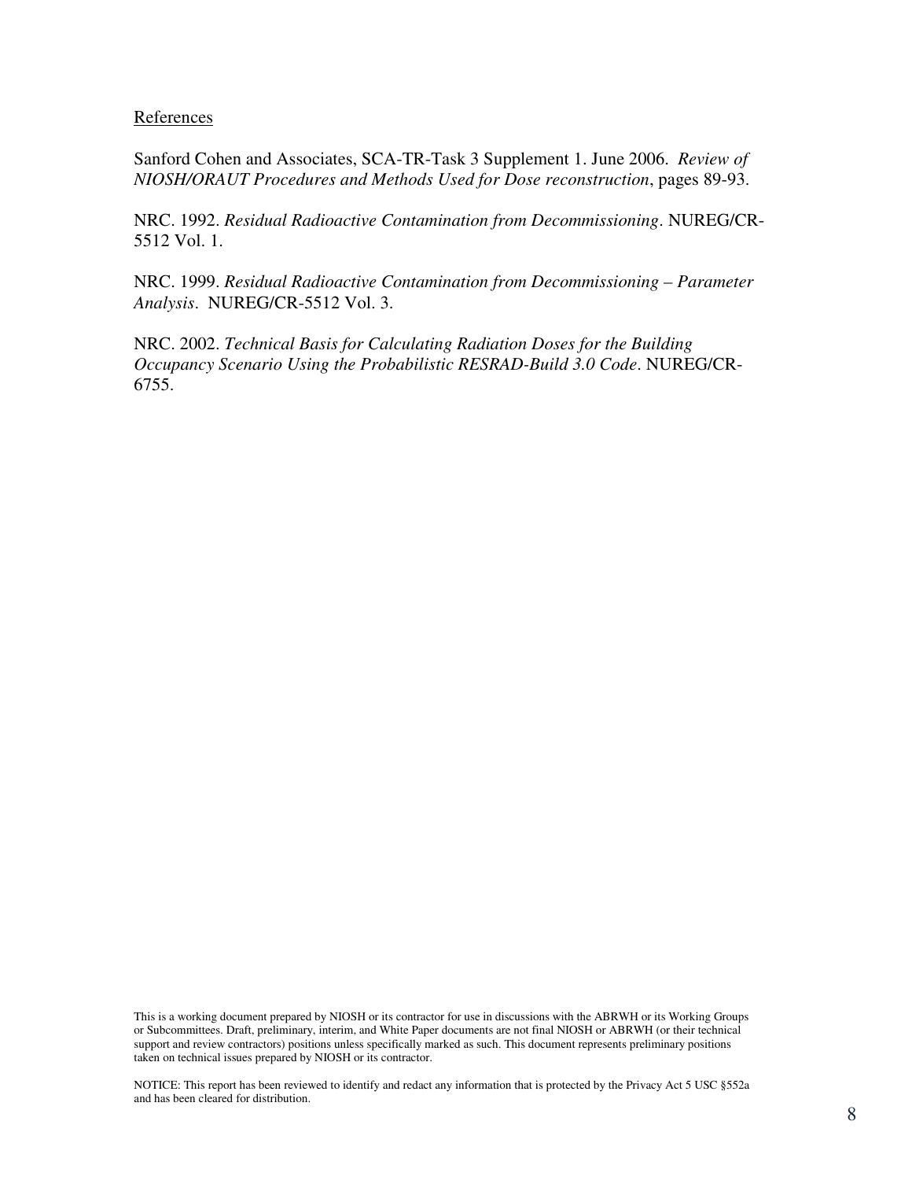References

Sanford Cohen and Associates, SCA-TR-Task 3 Supplement 1. June 2006. *Review of NIOSH/ORAUT Procedures and Methods Used for Dose reconstruction*, pages 89-93.

NRC. 1992. *Residual Radioactive Contamination from Decommissioning*. NUREG/CR-5512 Vol. 1.

NRC. 1999. *Residual Radioactive Contamination from Decommissioning – Parameter Analysis*. NUREG/CR-5512 Vol. 3.

NRC. 2002. *Technical Basis for Calculating Radiation Doses for the Building Occupancy Scenario Using the Probabilistic RESRAD-Build 3.0 Code*. NUREG/CR-6755.

This is a working document prepared by NIOSH or its contractor for use in discussions with the ABRWH or its Working Groups or Subcommittees. Draft, preliminary, interim, and White Paper documents are not final NIOSH or ABRWH (or their technical support and review contractors) positions unless specifically marked as such. This document represents preliminary positions taken on technical issues prepared by NIOSH or its contractor.

NOTICE: This report has been reviewed to identify and redact any information that is protected by the Privacy Act 5 USC §552a and has been cleared for distribution.